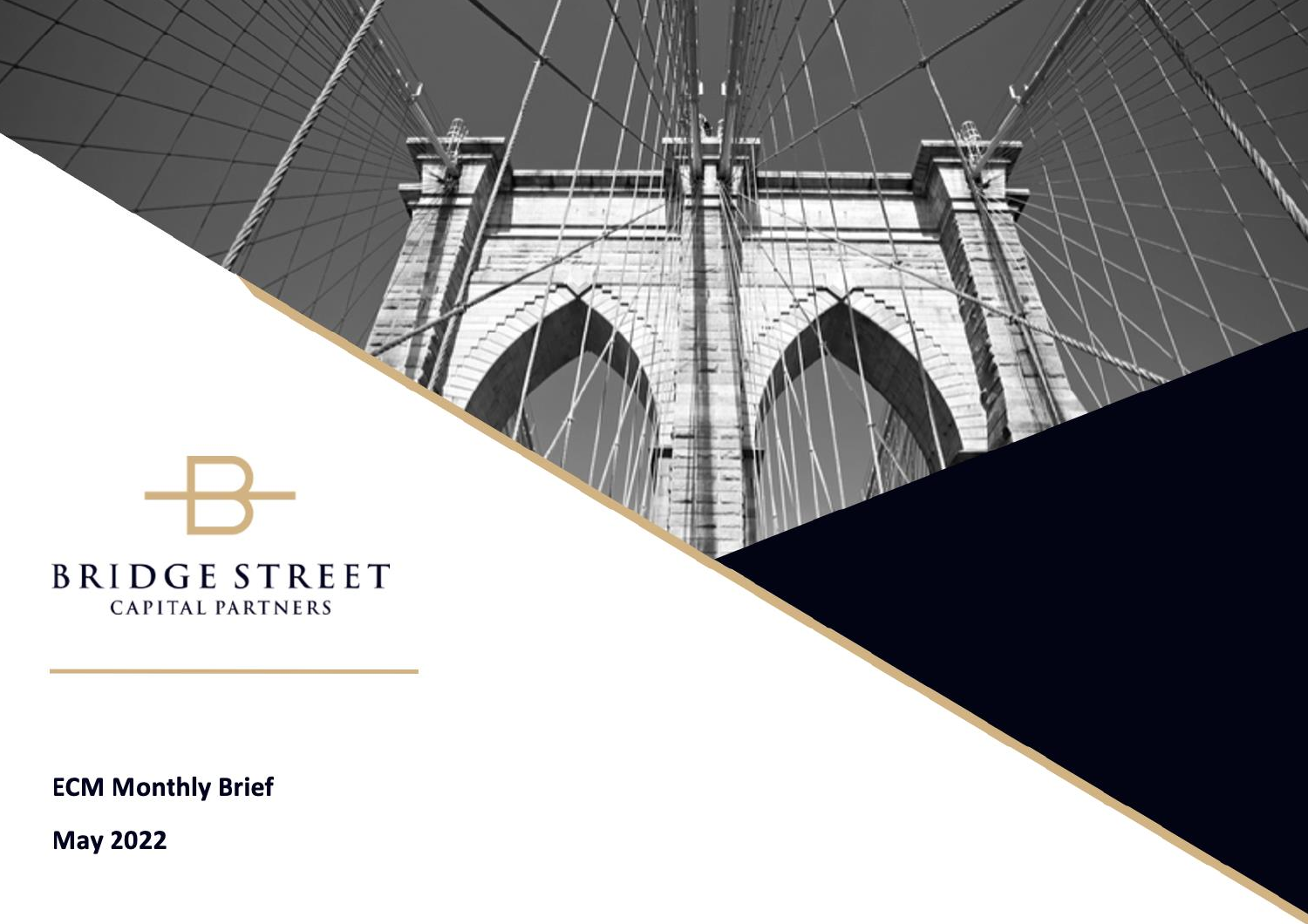BRIDGE STREET

CAPITAL PARTNERS

**ECM Monthly Brief**

**May 2022**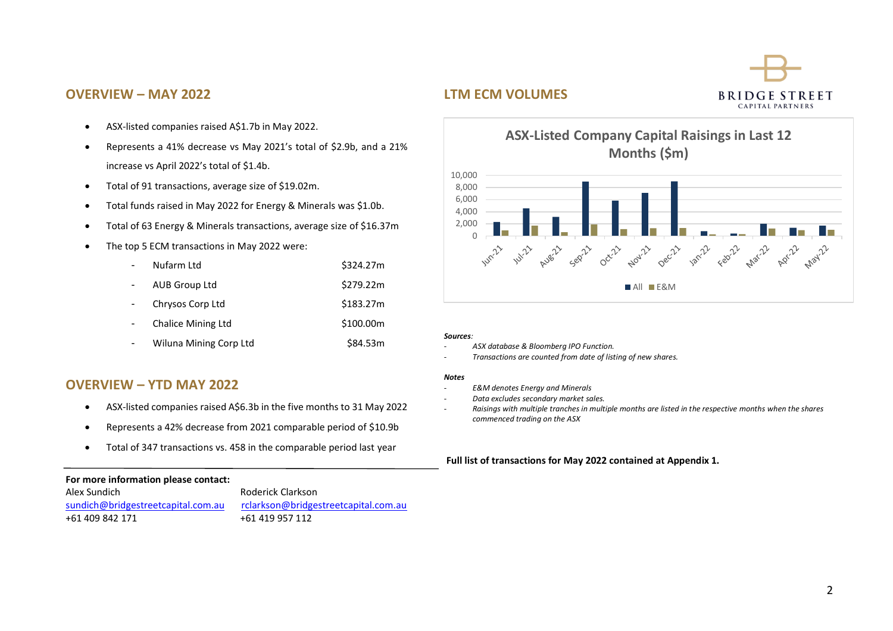## OVERVIEW – MAY 2022

- ASX-listed companies raised A$1.7b in May 2022.
- Represents a 41% decrease vs May 2021's total of $2.9b, and a 21% increase vs April 2022's total of $1.4b.
- Total of 91 transactions, average size of $19.02m.
- Total funds raised in May 2022 for Energy & Minerals was $1.0b.
- Total of 63 Energy & Minerals transactions, average size of $16.37m
- The top 5 ECM transactions in May 2022 were:

| | | |
|---|---|---|
| - | Nufarm Ltd | $324.27m |
| - | AUB Group Ltd | $279.22m |
| - | Chrysos Corp Ltd | $183.27m |
| - | Chalice Mining Ltd | $100.00m |
| - | Wiluna Mining Corp Ltd | $84.53m |

## OVERVIEW – YTD MAY 2022

- ASX-listed companies raised A$6.3b in the five months to 31 May 2022
- Represents a 42% decrease from 2021 comparable period of $10.9b
- Total of 347 transactions vs. 458 in the comparable period last year

## LTM ECM VOLUMES

**ASX-Listed Company Raisings in Last 12 Months ($m)**

Chart categories: Jun-21, Jul-21, Aug-21, Sep-21, Oct-21, Nov-21, Dec-21, Jan-22, Feb-22, Mar-22, Apr-22, May-22. Legend: All, E&M. Y-axis: 0 – 10,000.

***Sources**:*

- *ASX database & Bloomberg IPO Function.*
- *Transactions are counted from date of listing of new shares.*

***Notes***

- *E&M denotes Energy and Minerals*
- *Data excludes secondary market sales.*
- *Raisings with multiple tranches in multiple months are listed in the respective months when the shares commenced trading on the ASX*

**Full list of transactions for May 2022 contained at Appendix 1.**

**For more information please contact:**

| | |
|---|---|
| Alex Sundich | Roderick Clarkson |
| sundich@bridgestreetcapital.com.au | rclarkson@bridgestreetcapital.com.au |
| +61 409 842 171 | +61 419 957 112 |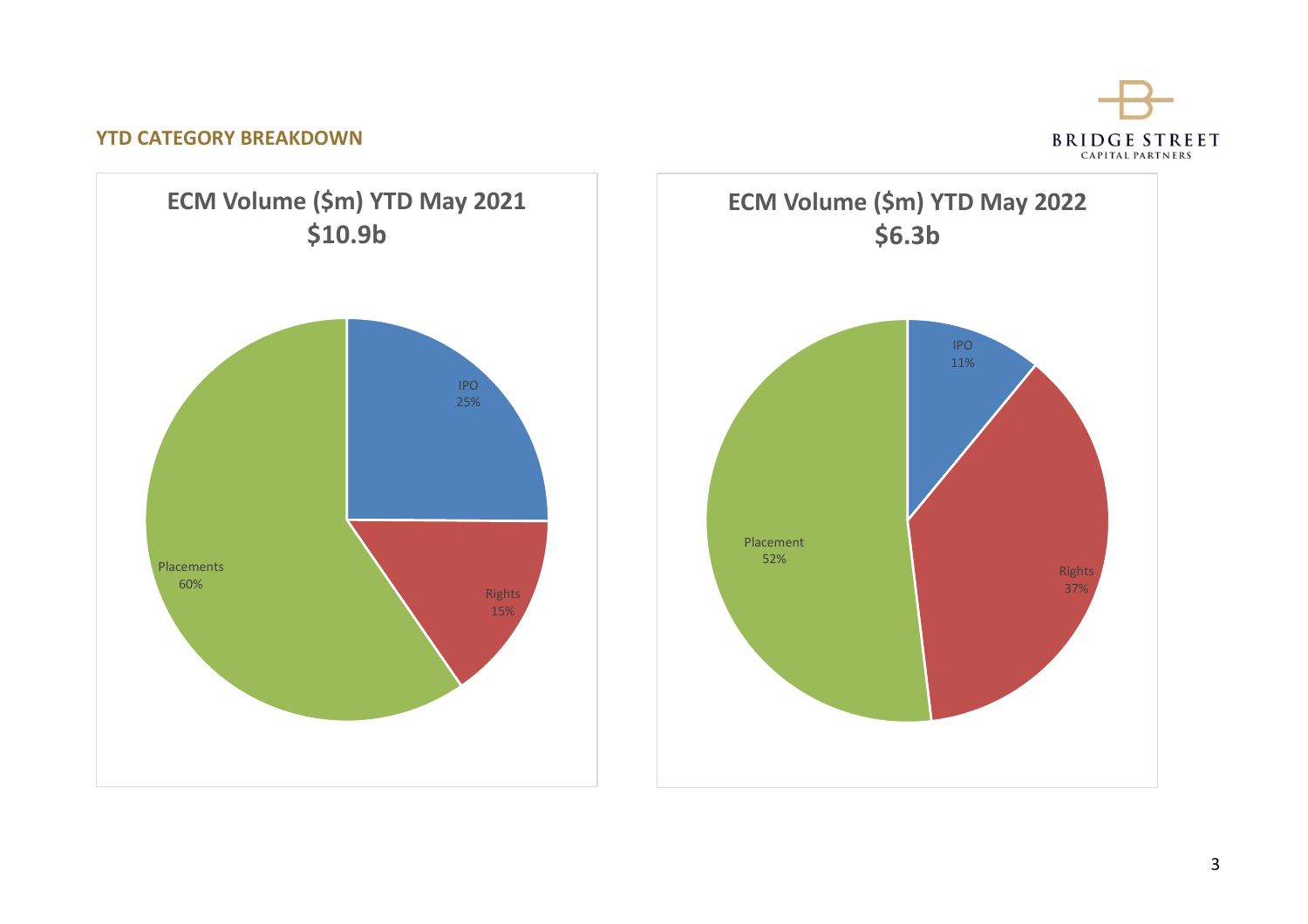## YTD CATEGORY BREAKDOWN

**ECM Volume ($m) YTD May 2021**
**$10.9b**

| Category | Share |
| --- | --- |
| IPO | 25% |
| Rights | 15% |
| Placements | 60% |

**ECM Volume ($m) YTD May 2022**
**$6.3b**

| Category | Share |
| --- | --- |
| IPO | 11% |
| Rights | 37% |
| Placement | 52% |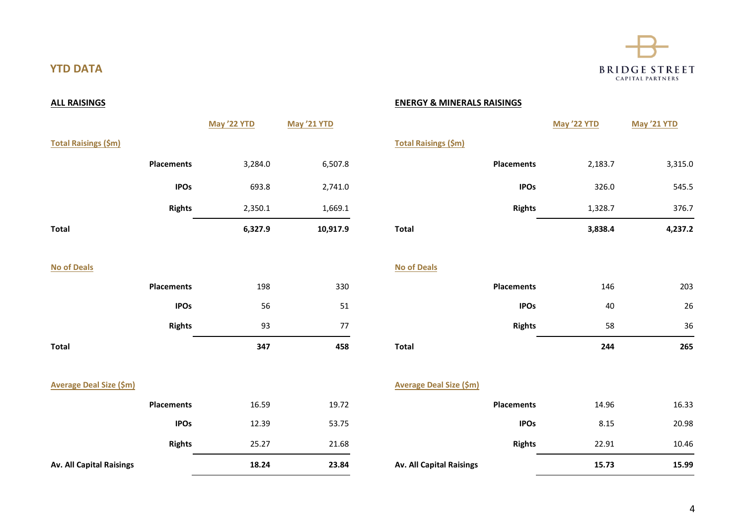# YTD DATA

## ALL RAISINGS

| | | May '22 YTD | May '21 YTD |
|---|---|---|---|
| **Total Raisings ($m)** | | | |
| | **Placements** | 3,284.0 | 6,507.8 |
| | **IPOs** | 693.8 | 2,741.0 |
| | **Rights** | 2,350.1 | 1,669.1 |
| **Total** | | **6,327.9** | **10,917.9** |
| **No of Deals** | | | |
| | **Placements** | 198 | 330 |
| | **IPOs** | 56 | 51 |
| | **Rights** | 93 | 77 |
| **Total** | | **347** | **458** |
| **Average Deal Size ($m)** | | | |
| | **Placements** | 16.59 | 19.72 |
| | **IPOs** | 12.39 | 53.75 |
| | **Rights** | 25.27 | 21.68 |
| **Av. All Capital Raisings** | | **18.24** | **23.84** |

## ENERGY & MINERALS RAISINGS

| | | May '22 YTD | May '21 YTD |
|---|---|---|---|
| **Total Raisings ($m)** | | | |
| | **Placements** | 2,183.7 | 3,315.0 |
| | **IPOs** | 326.0 | 545.5 |
| | **Rights** | 1,328.7 | 376.7 |
| **Total** | | **3,838.4** | **4,237.2** |
| **No of Deals** | | | |
| | **Placements** | 146 | 203 |
| | **IPOs** | 40 | 26 |
| | **Rights** | 58 | 36 |
| **Total** | | **244** | **265** |
| **Average Deal Size ($m)** | | | |
| | **Placements** | 14.96 | 16.33 |
| | **IPOs** | 8.15 | 20.98 |
| | **Rights** | 22.91 | 10.46 |
| **Av. All Capital Raisings** | | **15.73** | **15.99** |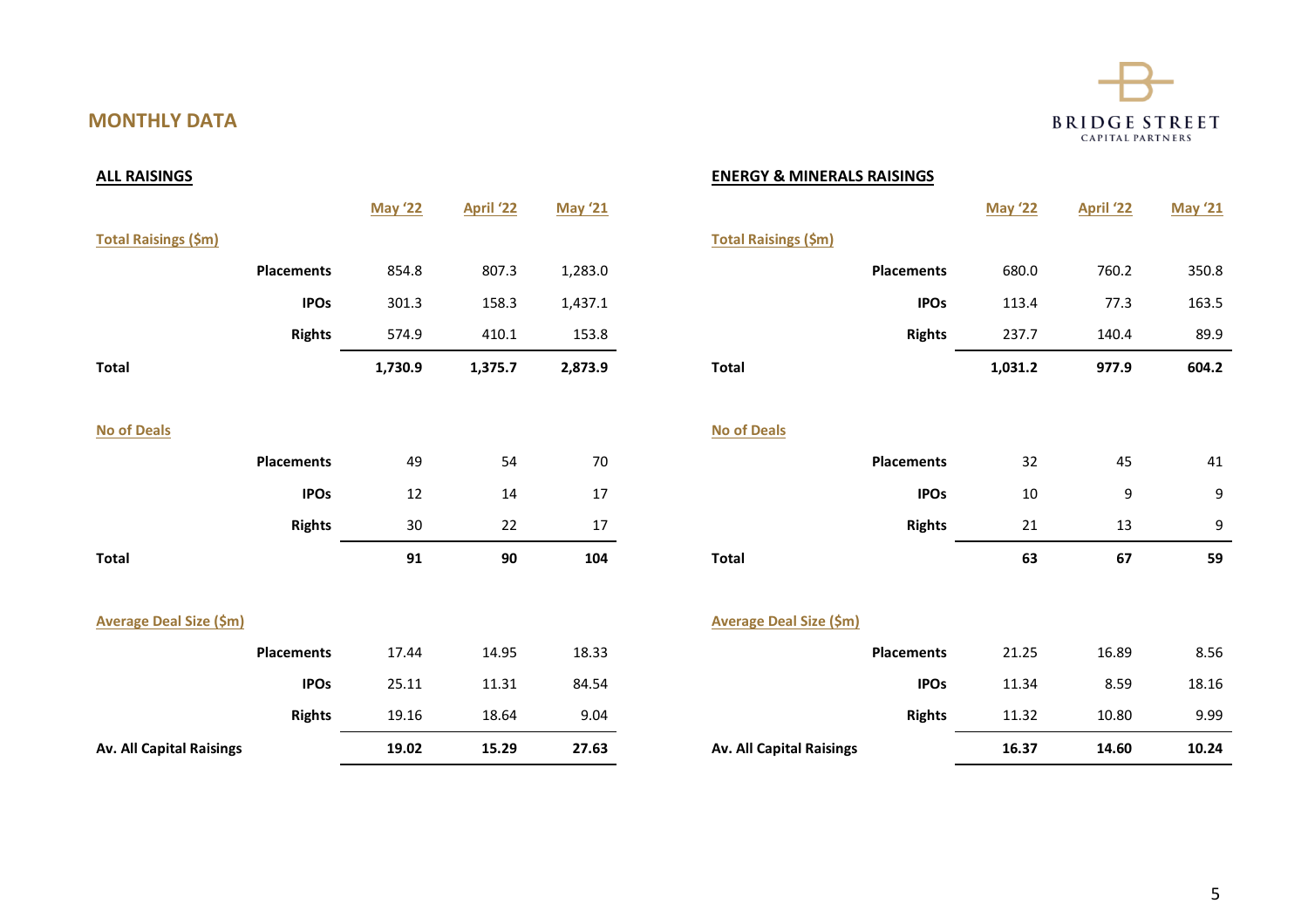## MONTHLY DATA

### ALL RAISINGS

| | May '22 | April '22 | May '21 |
|---|---|---|---|
| **Total Raisings ($m)** | | | |
| **Placements** | 854.8 | 807.3 | 1,283.0 |
| **IPOs** | 301.3 | 158.3 | 1,437.1 |
| **Rights** | 574.9 | 410.1 | 153.8 |
| **Total** | **1,730.9** | **1,375.7** | **2,873.9** |
| **No of Deals** | | | |
| **Placements** | 49 | 54 | 70 |
| **IPOs** | 12 | 14 | 17 |
| **Rights** | 30 | 22 | 17 |
| **Total** | **91** | **90** | **104** |
| **Average Deal Size ($m)** | | | |
| **Placements** | 17.44 | 14.95 | 18.33 |
| **IPOs** | 25.11 | 11.31 | 84.54 |
| **Rights** | 19.16 | 18.64 | 9.04 |
| **Av. All Capital Raisings** | **19.02** | **15.29** | **27.63** |

### ENERGY & MINERALS RAISINGS

| | May '22 | April '22 | May '21 |
|---|---|---|---|
| **Total Raisings ($m)** | | | |
| **Placements** | 680.0 | 760.2 | 350.8 |
| **IPOs** | 113.4 | 77.3 | 163.5 |
| **Rights** | 237.7 | 140.4 | 89.9 |
| **Total** | **1,031.2** | **977.9** | **604.2** |
| **No of Deals** | | | |
| **Placements** | 32 | 45 | 41 |
| **IPOs** | 10 | 9 | 9 |
| **Rights** | 21 | 13 | 9 |
| **Total** | **63** | **67** | **59** |
| **Average Deal Size ($m)** | | | |
| **Placements** | 21.25 | 16.89 | 8.56 |
| **IPOs** | 11.34 | 8.59 | 18.16 |
| **Rights** | 11.32 | 10.80 | 9.99 |
| **Av. All Capital Raisings** | **16.37** | **14.60** | **10.24** |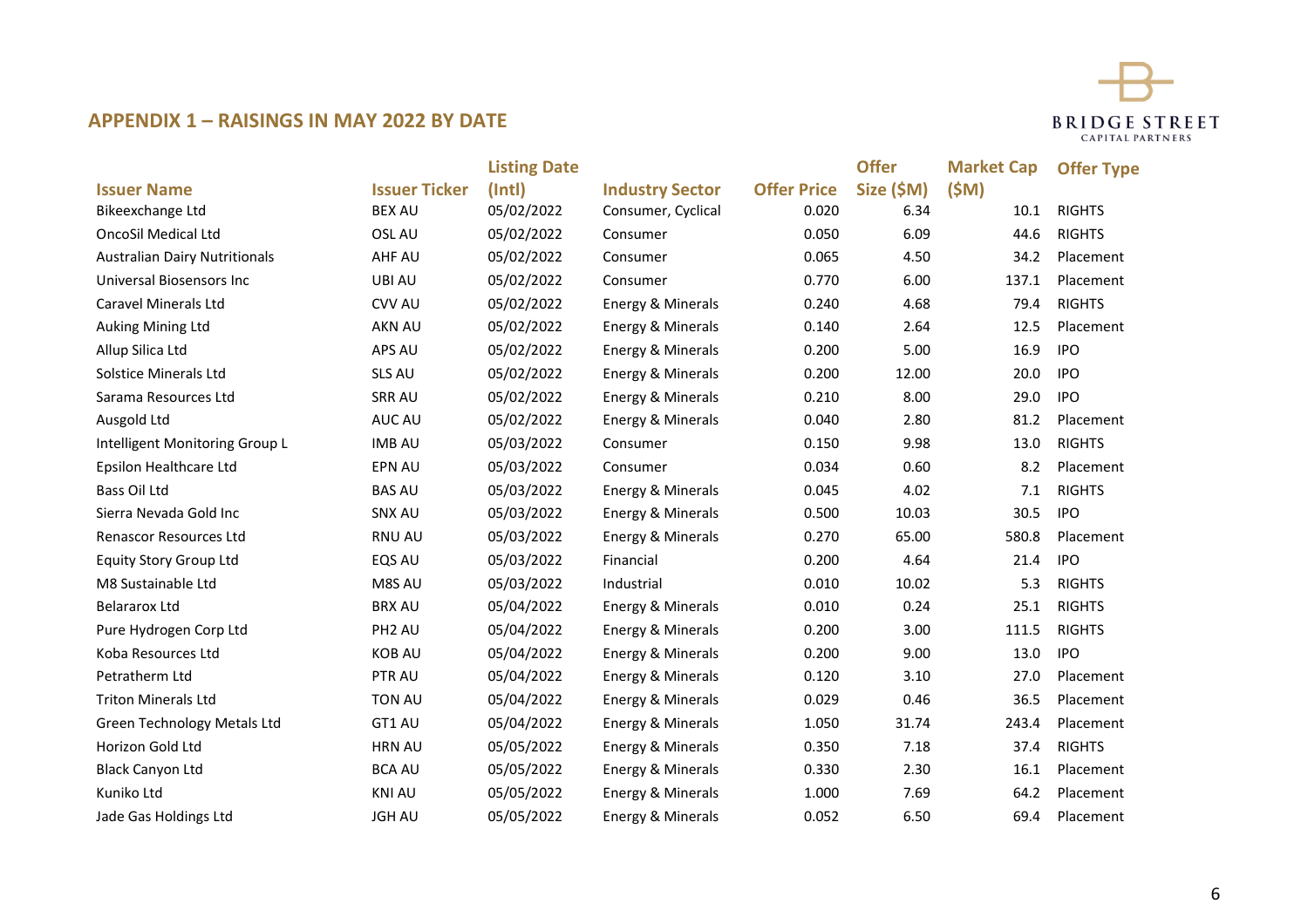## APPENDIX 1 – RAISINGS IN MAY 2022 BY DATE

BRIDGE STREET CAPITAL PARTNERS

| Issuer Name | Issuer Ticker | Listing Date (Intl) | Industry Sector | Offer Price | Offer Size ($M) | Market Cap ($M) | Offer Type |
|---|---|---|---|---|---|---|---|
| Bikeexchange Ltd | BEX AU | 05/02/2022 | Consumer, Cyclical | 0.020 | 6.34 | 10.1 | RIGHTS |
| OncoSil Medical Ltd | OSL AU | 05/02/2022 | Consumer | 0.050 | 6.09 | 44.6 | RIGHTS |
| Australian Dairy Nutritionals | AHF AU | 05/02/2022 | Consumer | 0.065 | 4.50 | 34.2 | Placement |
| Universal Biosensors Inc | UBI AU | 05/02/2022 | Consumer | 0.770 | 6.00 | 137.1 | Placement |
| Caravel Minerals Ltd | CVV AU | 05/02/2022 | Energy & Minerals | 0.240 | 4.68 | 79.4 | RIGHTS |
| Auking Mining Ltd | AKN AU | 05/02/2022 | Energy & Minerals | 0.140 | 2.64 | 12.5 | Placement |
| Allup Silica Ltd | APS AU | 05/02/2022 | Energy & Minerals | 0.200 | 5.00 | 16.9 | IPO |
| Solstice Minerals Ltd | SLS AU | 05/02/2022 | Energy & Minerals | 0.200 | 12.00 | 20.0 | IPO |
| Sarama Resources Ltd | SRR AU | 05/02/2022 | Energy & Minerals | 0.210 | 8.00 | 29.0 | IPO |
| Ausgold Ltd | AUC AU | 05/02/2022 | Energy & Minerals | 0.040 | 2.80 | 81.2 | Placement |
| Intelligent Monitoring Group L | IMB AU | 05/03/2022 | Consumer | 0.150 | 9.98 | 13.0 | RIGHTS |
| Epsilon Healthcare Ltd | EPN AU | 05/03/2022 | Consumer | 0.034 | 0.60 | 8.2 | Placement |
| Bass Oil Ltd | BAS AU | 05/03/2022 | Energy & Minerals | 0.045 | 4.02 | 7.1 | RIGHTS |
| Sierra Nevada Gold Inc | SNX AU | 05/03/2022 | Energy & Minerals | 0.500 | 10.03 | 30.5 | IPO |
| Renascor Resources Ltd | RNU AU | 05/03/2022 | Energy & Minerals | 0.270 | 65.00 | 580.8 | Placement |
| Equity Story Group Ltd | EQS AU | 05/03/2022 | Financial | 0.200 | 4.64 | 21.4 | IPO |
| M8 Sustainable Ltd | M8S AU | 05/03/2022 | Industrial | 0.010 | 10.02 | 5.3 | RIGHTS |
| Belararox Ltd | BRX AU | 05/04/2022 | Energy & Minerals | 0.010 | 0.24 | 25.1 | RIGHTS |
| Pure Hydrogen Corp Ltd | PH2 AU | 05/04/2022 | Energy & Minerals | 0.200 | 3.00 | 111.5 | RIGHTS |
| Koba Resources Ltd | KOB AU | 05/04/2022 | Energy & Minerals | 0.200 | 9.00 | 13.0 | IPO |
| Petratherm Ltd | PTR AU | 05/04/2022 | Energy & Minerals | 0.120 | 3.10 | 27.0 | Placement |
| Triton Minerals Ltd | TON AU | 05/04/2022 | Energy & Minerals | 0.029 | 0.46 | 36.5 | Placement |
| Green Technology Metals Ltd | GT1 AU | 05/04/2022 | Energy & Minerals | 1.050 | 31.74 | 243.4 | Placement |
| Horizon Gold Ltd | HRN AU | 05/05/2022 | Energy & Minerals | 0.350 | 7.18 | 37.4 | RIGHTS |
| Black Canyon Ltd | BCA AU | 05/05/2022 | Energy & Minerals | 0.330 | 2.30 | 16.1 | Placement |
| Kuniko Ltd | KNI AU | 05/05/2022 | Energy & Minerals | 1.000 | 7.69 | 64.2 | Placement |
| Jade Gas Holdings Ltd | JGH AU | 05/05/2022 | Energy & Minerals | 0.052 | 6.50 | 69.4 | Placement |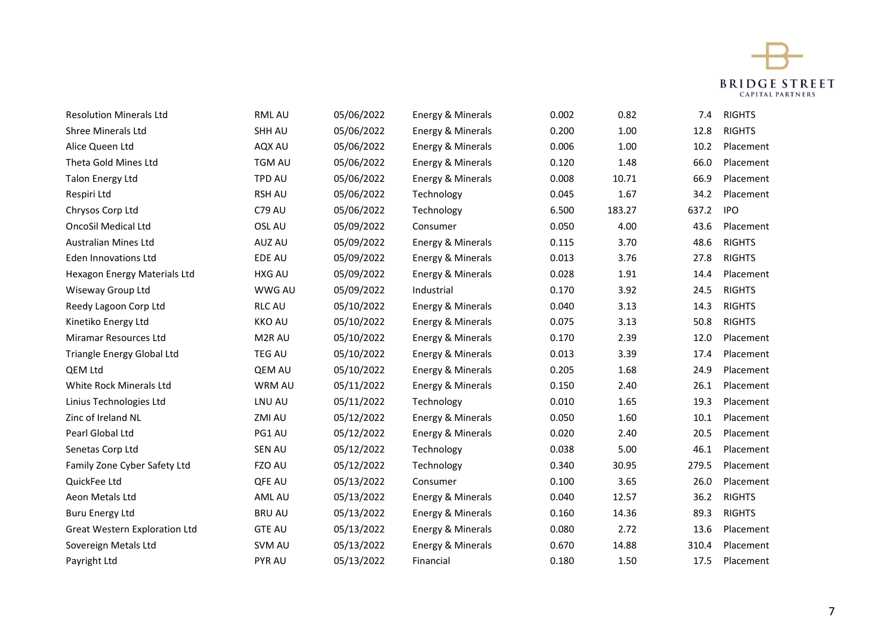| | | | | | | | |
|---|---|---|---|---|---|---|---|
| Resolution Minerals Ltd | RML AU | 05/06/2022 | Energy & Minerals | 0.002 | 0.82 | 7.4 | RIGHTS |
| Shree Minerals Ltd | SHH AU | 05/06/2022 | Energy & Minerals | 0.200 | 1.00 | 12.8 | RIGHTS |
| Alice Queen Ltd | AQX AU | 05/06/2022 | Energy & Minerals | 0.006 | 1.00 | 10.2 | Placement |
| Theta Gold Mines Ltd | TGM AU | 05/06/2022 | Energy & Minerals | 0.120 | 1.48 | 66.0 | Placement |
| Talon Energy Ltd | TPD AU | 05/06/2022 | Energy & Minerals | 0.008 | 10.71 | 66.9 | Placement |
| Respiri Ltd | RSH AU | 05/06/2022 | Technology | 0.045 | 1.67 | 34.2 | Placement |
| Chrysos Corp Ltd | C79 AU | 05/06/2022 | Technology | 6.500 | 183.27 | 637.2 | IPO |
| OncoSil Medical Ltd | OSL AU | 05/09/2022 | Consumer | 0.050 | 4.00 | 43.6 | Placement |
| Australian Mines Ltd | AUZ AU | 05/09/2022 | Energy & Minerals | 0.115 | 3.70 | 48.6 | RIGHTS |
| Eden Innovations Ltd | EDE AU | 05/09/2022 | Energy & Minerals | 0.013 | 3.76 | 27.8 | RIGHTS |
| Hexagon Energy Materials Ltd | HXG AU | 05/09/2022 | Energy & Minerals | 0.028 | 1.91 | 14.4 | Placement |
| Wiseway Group Ltd | WWG AU | 05/09/2022 | Industrial | 0.170 | 3.92 | 24.5 | RIGHTS |
| Reedy Lagoon Corp Ltd | RLC AU | 05/10/2022 | Energy & Minerals | 0.040 | 3.13 | 14.3 | RIGHTS |
| Kinetiko Energy Ltd | KKO AU | 05/10/2022 | Energy & Minerals | 0.075 | 3.13 | 50.8 | RIGHTS |
| Miramar Resources Ltd | M2R AU | 05/10/2022 | Energy & Minerals | 0.170 | 2.39 | 12.0 | Placement |
| Triangle Energy Global Ltd | TEG AU | 05/10/2022 | Energy & Minerals | 0.013 | 3.39 | 17.4 | Placement |
| QEM Ltd | QEM AU | 05/10/2022 | Energy & Minerals | 0.205 | 1.68 | 24.9 | Placement |
| White Rock Minerals Ltd | WRM AU | 05/11/2022 | Energy & Minerals | 0.150 | 2.40 | 26.1 | Placement |
| Linius Technologies Ltd | LNU AU | 05/11/2022 | Technology | 0.010 | 1.65 | 19.3 | Placement |
| Zinc of Ireland NL | ZMI AU | 05/12/2022 | Energy & Minerals | 0.050 | 1.60 | 10.1 | Placement |
| Pearl Global Ltd | PG1 AU | 05/12/2022 | Energy & Minerals | 0.020 | 2.40 | 20.5 | Placement |
| Senetas Corp Ltd | SEN AU | 05/12/2022 | Technology | 0.038 | 5.00 | 46.1 | Placement |
| Family Zone Cyber Safety Ltd | FZO AU | 05/12/2022 | Technology | 0.340 | 30.95 | 279.5 | Placement |
| QuickFee Ltd | QFE AU | 05/13/2022 | Consumer | 0.100 | 3.65 | 26.0 | Placement |
| Aeon Metals Ltd | AML AU | 05/13/2022 | Energy & Minerals | 0.040 | 12.57 | 36.2 | RIGHTS |
| Buru Energy Ltd | BRU AU | 05/13/2022 | Energy & Minerals | 0.160 | 14.36 | 89.3 | RIGHTS |
| Great Western Exploration Ltd | GTE AU | 05/13/2022 | Energy & Minerals | 0.080 | 2.72 | 13.6 | Placement |
| Sovereign Metals Ltd | SVM AU | 05/13/2022 | Energy & Minerals | 0.670 | 14.88 | 310.4 | Placement |
| Payright Ltd | PYR AU | 05/13/2022 | Financial | 0.180 | 1.50 | 17.5 | Placement |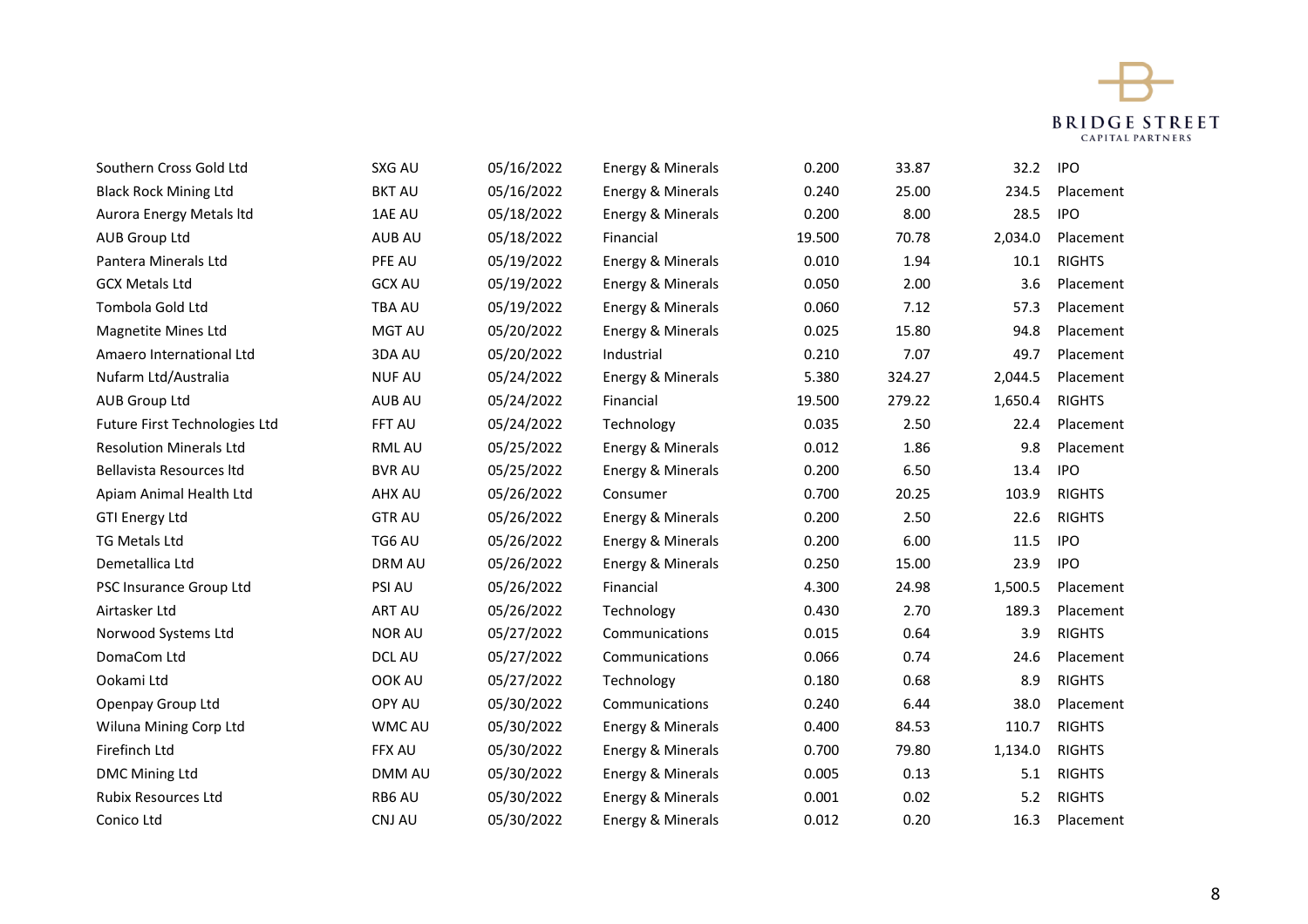| | | | | | | | |
|---|---|---|---|---|---|---|---|
| Southern Cross Gold Ltd | SXG AU | 05/16/2022 | Energy & Minerals | 0.200 | 33.87 | 32.2 | IPO |
| Black Rock Mining Ltd | BKT AU | 05/16/2022 | Energy & Minerals | 0.240 | 25.00 | 234.5 | Placement |
| Aurora Energy Metals ltd | 1AE AU | 05/18/2022 | Energy & Minerals | 0.200 | 8.00 | 28.5 | IPO |
| AUB Group Ltd | AUB AU | 05/18/2022 | Financial | 19.500 | 70.78 | 2,034.0 | Placement |
| Pantera Minerals Ltd | PFE AU | 05/19/2022 | Energy & Minerals | 0.010 | 1.94 | 10.1 | RIGHTS |
| GCX Metals Ltd | GCX AU | 05/19/2022 | Energy & Minerals | 0.050 | 2.00 | 3.6 | Placement |
| Tombola Gold Ltd | TBA AU | 05/19/2022 | Energy & Minerals | 0.060 | 7.12 | 57.3 | Placement |
| Magnetite Mines Ltd | MGT AU | 05/20/2022 | Energy & Minerals | 0.025 | 15.80 | 94.8 | Placement |
| Amaero International Ltd | 3DA AU | 05/20/2022 | Industrial | 0.210 | 7.07 | 49.7 | Placement |
| Nufarm Ltd/Australia | NUF AU | 05/24/2022 | Energy & Minerals | 5.380 | 324.27 | 2,044.5 | Placement |
| AUB Group Ltd | AUB AU | 05/24/2022 | Financial | 19.500 | 279.22 | 1,650.4 | RIGHTS |
| Future First Technologies Ltd | FFT AU | 05/24/2022 | Technology | 0.035 | 2.50 | 22.4 | Placement |
| Resolution Minerals Ltd | RML AU | 05/25/2022 | Energy & Minerals | 0.012 | 1.86 | 9.8 | Placement |
| Bellavista Resources ltd | BVR AU | 05/25/2022 | Energy & Minerals | 0.200 | 6.50 | 13.4 | IPO |
| Apiam Animal Health Ltd | AHX AU | 05/26/2022 | Consumer | 0.700 | 20.25 | 103.9 | RIGHTS |
| GTI Energy Ltd | GTR AU | 05/26/2022 | Energy & Minerals | 0.200 | 2.50 | 22.6 | RIGHTS |
| TG Metals Ltd | TG6 AU | 05/26/2022 | Energy & Minerals | 0.200 | 6.00 | 11.5 | IPO |
| Demetallica Ltd | DRM AU | 05/26/2022 | Energy & Minerals | 0.250 | 15.00 | 23.9 | IPO |
| PSC Insurance Group Ltd | PSI AU | 05/26/2022 | Financial | 4.300 | 24.98 | 1,500.5 | Placement |
| Airtasker Ltd | ART AU | 05/26/2022 | Technology | 0.430 | 2.70 | 189.3 | Placement |
| Norwood Systems Ltd | NOR AU | 05/27/2022 | Communications | 0.015 | 0.64 | 3.9 | RIGHTS |
| DomaCom Ltd | DCL AU | 05/27/2022 | Communications | 0.066 | 0.74 | 24.6 | Placement |
| Ookami Ltd | OOK AU | 05/27/2022 | Technology | 0.180 | 0.68 | 8.9 | RIGHTS |
| Openpay Group Ltd | OPY AU | 05/30/2022 | Communications | 0.240 | 6.44 | 38.0 | Placement |
| Wiluna Mining Corp Ltd | WMC AU | 05/30/2022 | Energy & Minerals | 0.400 | 84.53 | 110.7 | RIGHTS |
| Firefinch Ltd | FFX AU | 05/30/2022 | Energy & Minerals | 0.700 | 79.80 | 1,134.0 | RIGHTS |
| DMC Mining Ltd | DMM AU | 05/30/2022 | Energy & Minerals | 0.005 | 0.13 | 5.1 | RIGHTS |
| Rubix Resources Ltd | RB6 AU | 05/30/2022 | Energy & Minerals | 0.001 | 0.02 | 5.2 | RIGHTS |
| Conico Ltd | CNJ AU | 05/30/2022 | Energy & Minerals | 0.012 | 0.20 | 16.3 | Placement |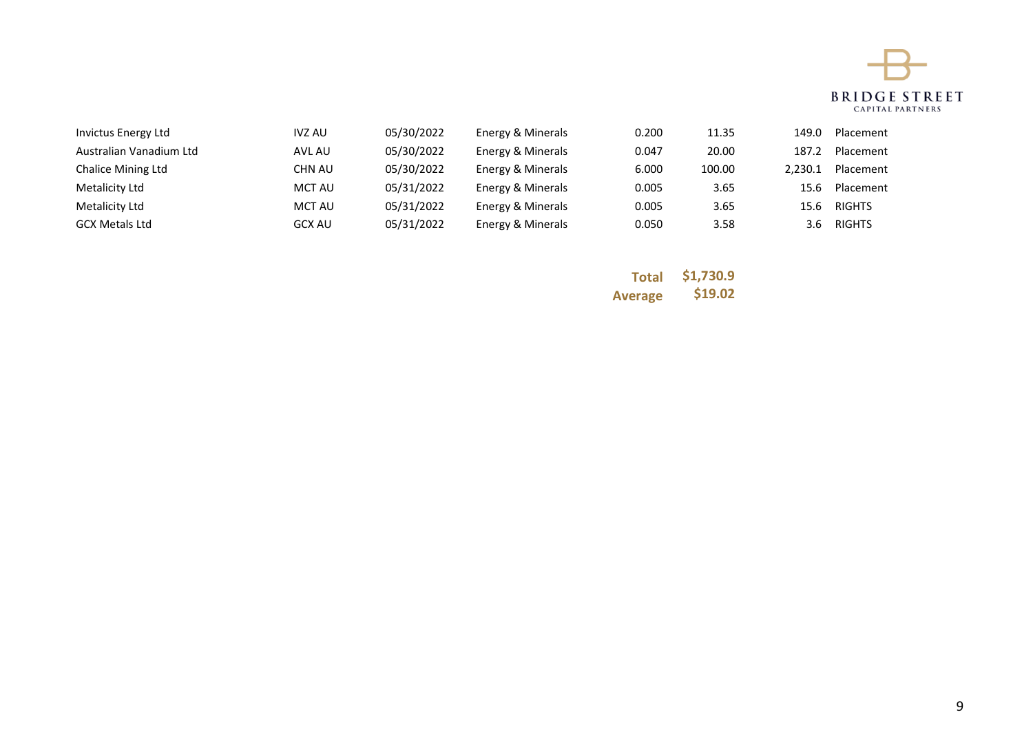| | | | | | | | |
|---|---|---|---|---|---|---|---|
| Invictus Energy Ltd | IVZ AU | 05/30/2022 | Energy & Minerals | 0.200 | 11.35 | 149.0 | Placement |
| Australian Vanadium Ltd | AVL AU | 05/30/2022 | Energy & Minerals | 0.047 | 20.00 | 187.2 | Placement |
| Chalice Mining Ltd | CHN AU | 05/30/2022 | Energy & Minerals | 6.000 | 100.00 | 2,230.1 | Placement |
| Metalicity Ltd | MCT AU | 05/31/2022 | Energy & Minerals | 0.005 | 3.65 | 15.6 | Placement |
| Metalicity Ltd | MCT AU | 05/31/2022 | Energy & Minerals | 0.005 | 3.65 | 15.6 | RIGHTS |
| GCX Metals Ltd | GCX AU | 05/31/2022 | Energy & Minerals | 0.050 | 3.58 | 3.6 | RIGHTS |
| | | | | **Total** | **$1,730.9** | | |
| | | | | **Average** | **$19.02** | | |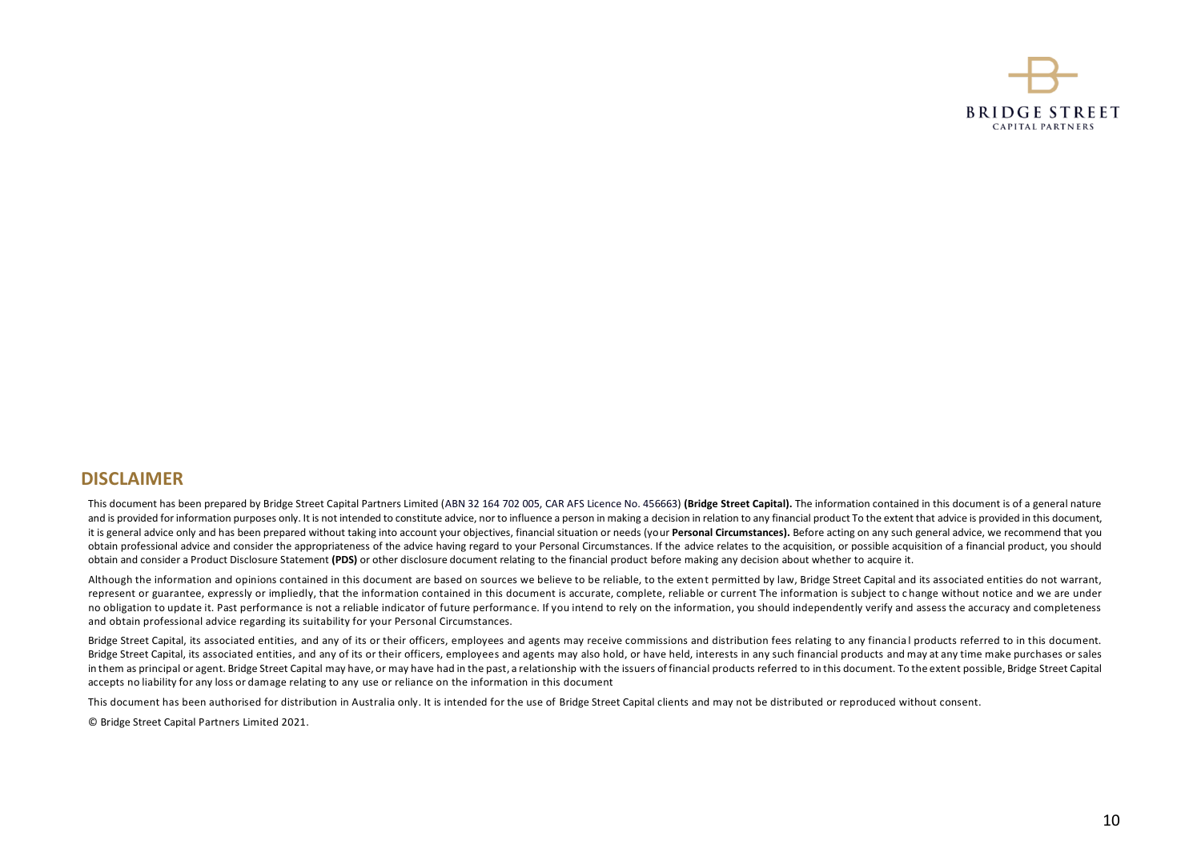BRIDGE STREET
CAPITAL PARTNERS

## DISCLAIMER

This document has been prepared by Bridge Street Capital Partners Limited (ABN 32 164 702 005, CAR AFS Licence No. 456663) **(Bridge Street Capital).** The information contained in this document is of a general nature and is provided for information purposes only. It is not intended to constitute advice, nor to influence a person in making a decision in relation to any financial product To the extent that advice is provided in this document, it is general advice only and has been prepared without taking into account your objectives, financial situation or needs (your **Personal Circumstances).** Before acting on any such general advice, we recommend that you obtain professional advice and consider the appropriateness of the advice having regard to your Personal Circumstances. If the advice relates to the acquisition, or possible acquisition of a financial product, you should obtain and consider a Product Disclosure Statement **(PDS)** or other disclosure document relating to the financial product before making any decision about whether to acquire it.

Although the information and opinions contained in this document are based on sources we believe to be reliable, to the extent permitted by law, Bridge Street Capital and its associated entities do not warrant, represent or guarantee, expressly or impliedly, that the information contained in this document is accurate, complete, reliable or current The information is subject to change without notice and we are under no obligation to update it. Past performance is not a reliable indicator of future performance. If you intend to rely on the information, you should independently verify and assess the accuracy and completeness and obtain professional advice regarding its suitability for your Personal Circumstances.

Bridge Street Capital, its associated entities, and any of its or their officers, employees and agents may receive commissions and distribution fees relating to any financial products referred to in this document. Bridge Street Capital, its associated entities, and any of its or their officers, employees and agents may also hold, or have held, interests in any such financial products and may at any time make purchases or sales in them as principal or agent. Bridge Street Capital may have, or may have had in the past, a relationship with the issuers of financial products referred to in this document. To the extent possible, Bridge Street Capital accepts no liability for any loss or damage relating to any use or reliance on the information in this document

This document has been authorised for distribution in Australia only. It is intended for the use of Bridge Street Capital clients and may not be distributed or reproduced without consent.

© Bridge Street Capital Partners Limited 2021.